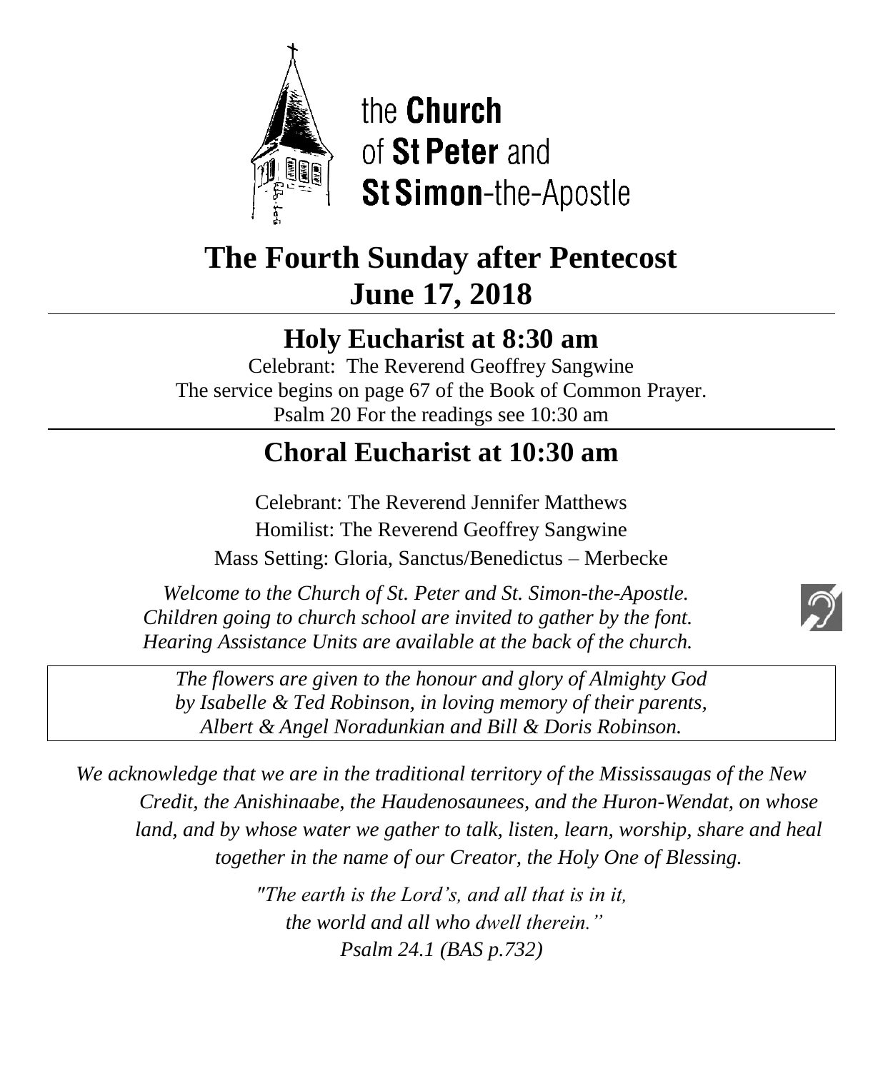the **Church**
of **St Peter** and
**St Simon**-the-Apostle

# The Fourth Sunday after Pentecost
# June 17, 2018

## Holy Eucharist at 8:30 am

Celebrant: The Reverend Geoffrey Sangwine
The service begins on page 67 of the Book of Common Prayer.
Psalm 20 For the readings see 10:30 am

## Choral Eucharist at 10:30 am

Celebrant: The Reverend Jennifer Matthews
Homilist: The Reverend Geoffrey Sangwine
Mass Setting: Gloria, Sanctus/Benedictus – Merbecke

*Welcome to the Church of St. Peter and St. Simon-the-Apostle.*
*Children going to church school are invited to gather by the font.*
*Hearing Assistance Units are available at the back of the church.*

*The flowers are given to the honour and glory of Almighty God by Isabelle & Ted Robinson, in loving memory of their parents, Albert & Angel Noradunkian and Bill & Doris Robinson.*

*We acknowledge that we are in the traditional territory of the Mississaugas of the New Credit, the Anishinaabe, the Haudenosaunees, and the Huron-Wendat, on whose land, and by whose water we gather to talk, listen, learn, worship, share and heal together in the name of our Creator, the Holy One of Blessing.*

*"The earth is the Lord's, and all that is in it,*
*the world and all who dwell therein."*
*Psalm 24.1 (BAS p.732)*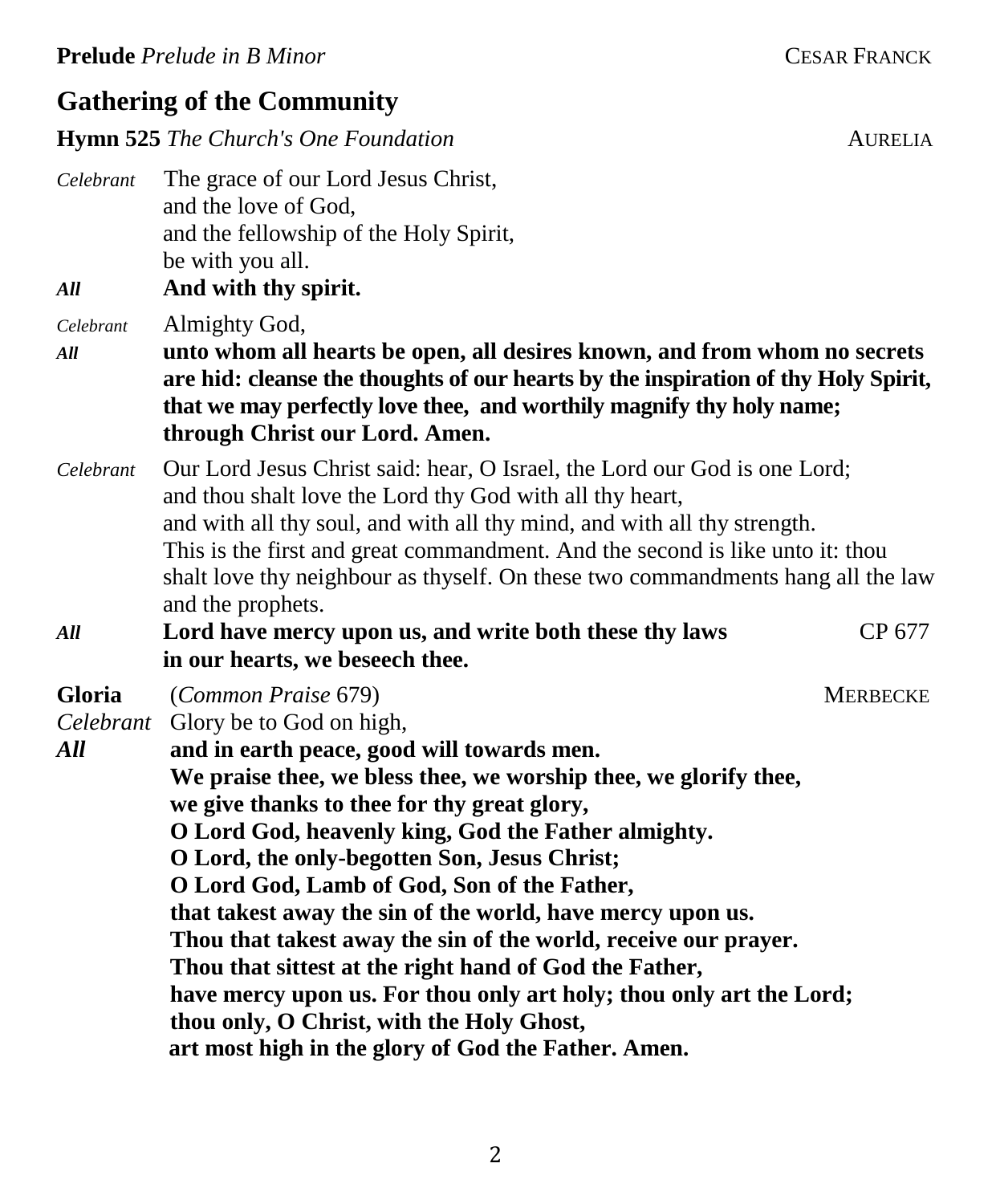**Prelude** *Prelude in B Minor* CESAR FRANCK

## Gathering of the Community

**Hymn 525** *The Church's One Foundation* AURELIA

*Celebrant* The grace of our Lord Jesus Christ,
and the love of God,
and the fellowship of the Holy Spirit,
be with you all.

***All*** **And with thy spirit.**

*Celebrant* Almighty God,

***All*** **unto whom all hearts be open, all desires known, and from whom no secrets are hid: cleanse the thoughts of our hearts by the inspiration of thy Holy Spirit, that we may perfectly love thee, and worthily magnify thy holy name; through Christ our Lord. Amen.**

*Celebrant* Our Lord Jesus Christ said: hear, O Israel, the Lord our God is one Lord; and thou shalt love the Lord thy God with all thy heart, and with all thy soul, and with all thy mind, and with all thy strength. This is the first and great commandment. And the second is like unto it: thou shalt love thy neighbour as thyself. On these two commandments hang all the law and the prophets.

***All*** **Lord have mercy upon us, and write both these thy laws in our hearts, we beseech thee.** CP 677

**Gloria** (*Common Praise* 679) MERBECKE

*Celebrant* Glory be to God on high,

***All*** **and in earth peace, good will towards men.
We praise thee, we bless thee, we worship thee, we glorify thee,
we give thanks to thee for thy great glory,
O Lord God, heavenly king, God the Father almighty.
O Lord, the only-begotten Son, Jesus Christ;
O Lord God, Lamb of God, Son of the Father,
that takest away the sin of the world, have mercy upon us.
Thou that takest away the sin of the world, receive our prayer.
Thou that sittest at the right hand of God the Father,
have mercy upon us. For thou only art holy; thou only art the Lord;
thou only, O Christ, with the Holy Ghost,
art most high in the glory of God the Father. Amen.**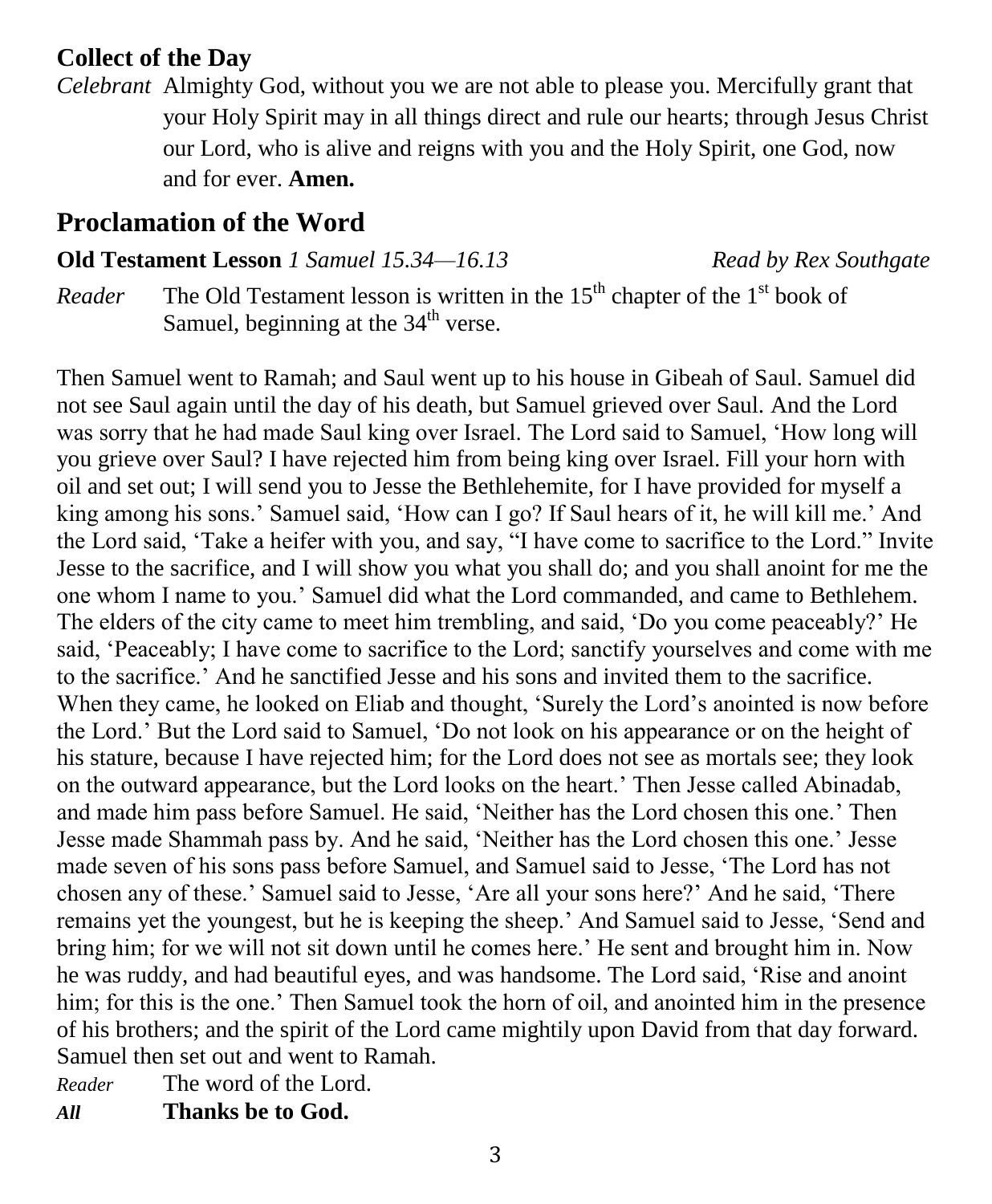### Collect of the Day

*Celebrant* Almighty God, without you we are not able to please you. Mercifully grant that your Holy Spirit may in all things direct and rule our hearts; through Jesus Christ our Lord, who is alive and reigns with you and the Holy Spirit, one God, now and for ever. **Amen.**

## Proclamation of the Word

**Old Testament Lesson** *1 Samuel 15.34—16.13* *Read by Rex Southgate*

*Reader* The Old Testament lesson is written in the 15th chapter of the 1st book of Samuel, beginning at the 34th verse.

Then Samuel went to Ramah; and Saul went up to his house in Gibeah of Saul. Samuel did not see Saul again until the day of his death, but Samuel grieved over Saul. And the Lord was sorry that he had made Saul king over Israel. The Lord said to Samuel, 'How long will you grieve over Saul? I have rejected him from being king over Israel. Fill your horn with oil and set out; I will send you to Jesse the Bethlehemite, for I have provided for myself a king among his sons.' Samuel said, 'How can I go? If Saul hears of it, he will kill me.' And the Lord said, 'Take a heifer with you, and say, "I have come to sacrifice to the Lord." Invite Jesse to the sacrifice, and I will show you what you shall do; and you shall anoint for me the one whom I name to you.' Samuel did what the Lord commanded, and came to Bethlehem. The elders of the city came to meet him trembling, and said, 'Do you come peaceably?' He said, 'Peaceably; I have come to sacrifice to the Lord; sanctify yourselves and come with me to the sacrifice.' And he sanctified Jesse and his sons and invited them to the sacrifice. When they came, he looked on Eliab and thought, 'Surely the Lord's anointed is now before the Lord.' But the Lord said to Samuel, 'Do not look on his appearance or on the height of his stature, because I have rejected him; for the Lord does not see as mortals see; they look on the outward appearance, but the Lord looks on the heart.' Then Jesse called Abinadab, and made him pass before Samuel. He said, 'Neither has the Lord chosen this one.' Then Jesse made Shammah pass by. And he said, 'Neither has the Lord chosen this one.' Jesse made seven of his sons pass before Samuel, and Samuel said to Jesse, 'The Lord has not chosen any of these.' Samuel said to Jesse, 'Are all your sons here?' And he said, 'There remains yet the youngest, but he is keeping the sheep.' And Samuel said to Jesse, 'Send and bring him; for we will not sit down until he comes here.' He sent and brought him in. Now he was ruddy, and had beautiful eyes, and was handsome. The Lord said, 'Rise and anoint him; for this is the one.' Then Samuel took the horn of oil, and anointed him in the presence of his brothers; and the spirit of the Lord came mightily upon David from that day forward. Samuel then set out and went to Ramah.

*Reader* The word of the Lord.

***All*** **Thanks be to God.**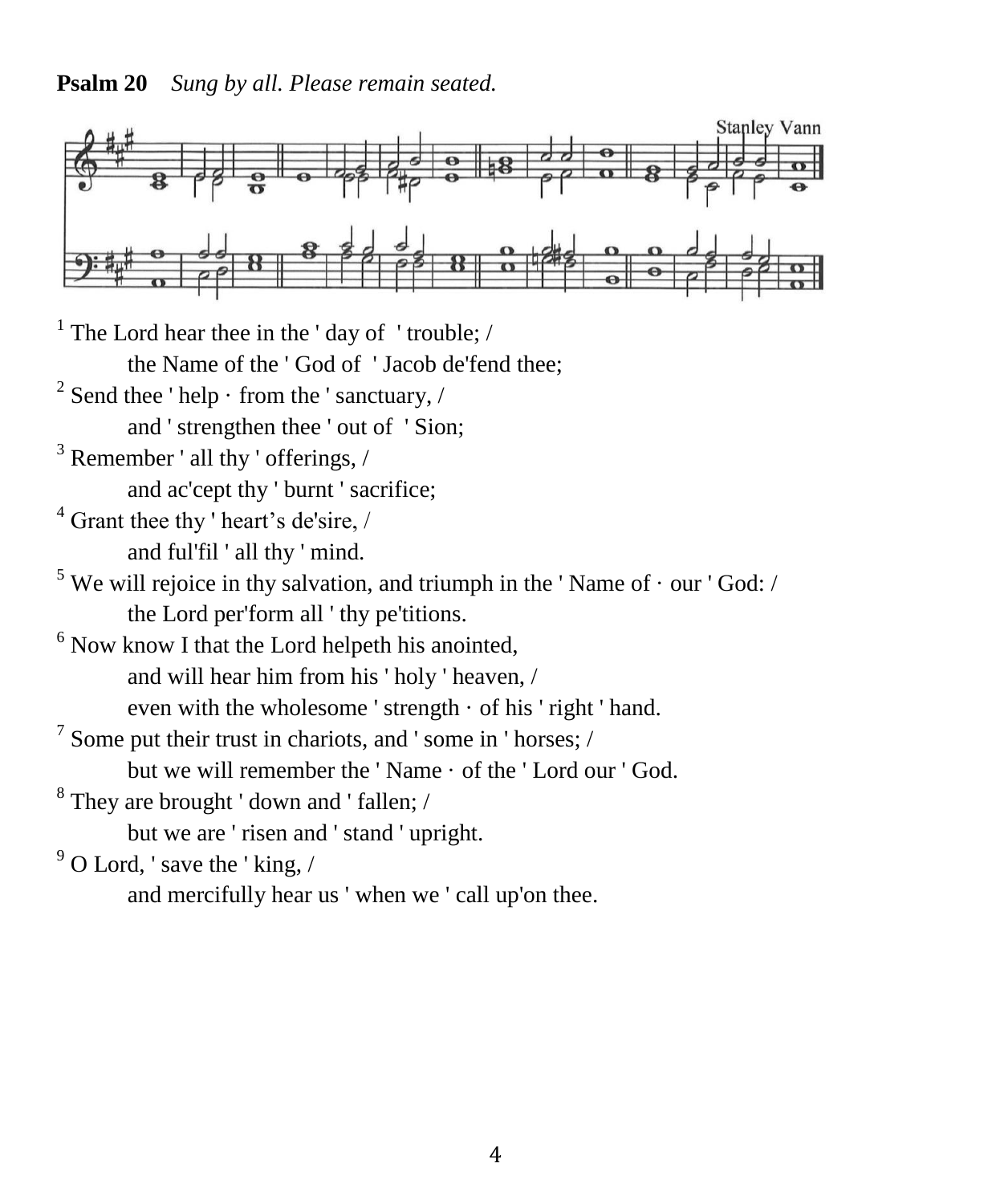**Psalm 20** *Sung by all. Please remain seated.*

Stanley Vann

[1] The Lord hear thee in the ' day of ' trouble; /
    the Name of the ' God of ' Jacob de'fend thee;

[2] Send thee ' help · from the ' sanctuary, /
    and ' strengthen thee ' out of ' Sion;

[3] Remember ' all thy ' offerings, /
    and ac'cept thy ' burnt ' sacrifice;

[4] Grant thee thy ' heart's de'sire, /
    and ful'fil ' all thy ' mind.

[5] We will rejoice in thy salvation, and triumph in the ' Name of · our ' God: /
    the Lord per'form all ' thy pe'titions.

[6] Now know I that the Lord helpeth his anointed,
    and will hear him from his ' holy ' heaven, /
    even with the wholesome ' strength · of his ' right ' hand.

[7] Some put their trust in chariots, and ' some in ' horses; /
    but we will remember the ' Name · of the ' Lord our ' God.

[8] They are brought ' down and ' fallen; /
    but we are ' risen and ' stand ' upright.

[9] O Lord, ' save the ' king, /
    and mercifully hear us ' when we ' call up'on thee.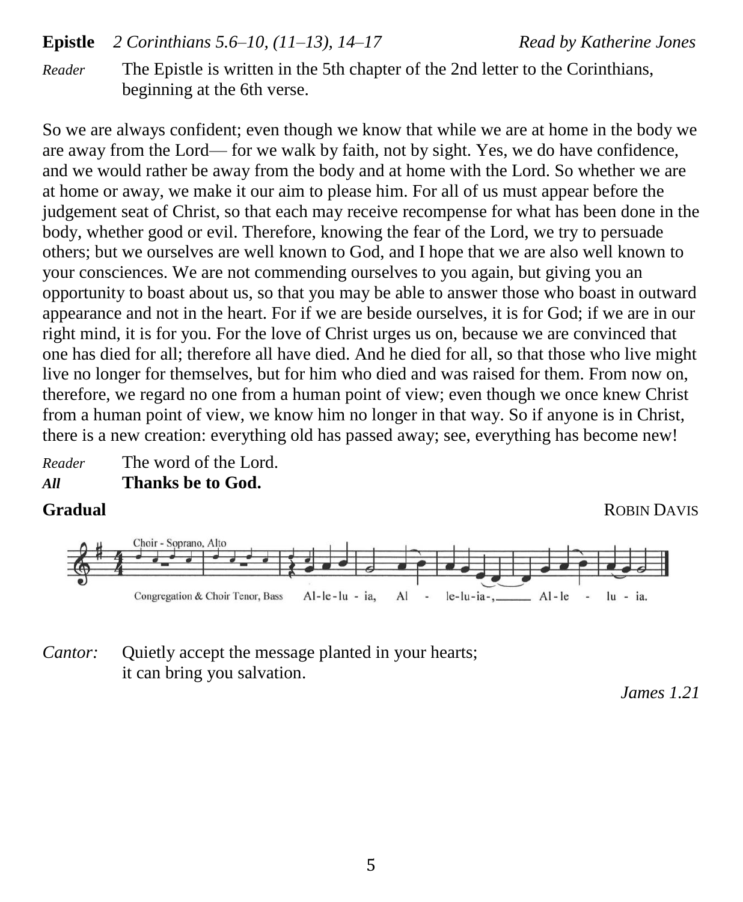**Epistle** *2 Corinthians 5.6–10, (11–13), 14–17* *Read by Katherine Jones*

*Reader* The Epistle is written in the 5th chapter of the 2nd letter to the Corinthians, beginning at the 6th verse.

So we are always confident; even though we know that while we are at home in the body we are away from the Lord— for we walk by faith, not by sight. Yes, we do have confidence, and we would rather be away from the body and at home with the Lord. So whether we are at home or away, we make it our aim to please him. For all of us must appear before the judgement seat of Christ, so that each may receive recompense for what has been done in the body, whether good or evil. Therefore, knowing the fear of the Lord, we try to persuade others; but we ourselves are well known to God, and I hope that we are also well known to your consciences. We are not commending ourselves to you again, but giving you an opportunity to boast about us, so that you may be able to answer those who boast in outward appearance and not in the heart. For if we are beside ourselves, it is for God; if we are in our right mind, it is for you. For the love of Christ urges us on, because we are convinced that one has died for all; therefore all have died. And he died for all, so that those who live might live no longer for themselves, but for him who died and was raised for them. From now on, therefore, we regard no one from a human point of view; even though we once knew Christ from a human point of view, we know him no longer in that way. So if anyone is in Christ, there is a new creation: everything old has passed away; see, everything has become new!

*Reader* The word of the Lord.
***All*** **Thanks be to God.**

**Gradual** ROBIN DAVIS

Choir - Soprano, Alto

Congregation & Choir Tenor, Bass Al-le-lu - ia, Al - le-lu-ia-, Al-le - lu - ia.

*Cantor:* Quietly accept the message planted in your hearts;
it can bring you salvation.

*James 1.21*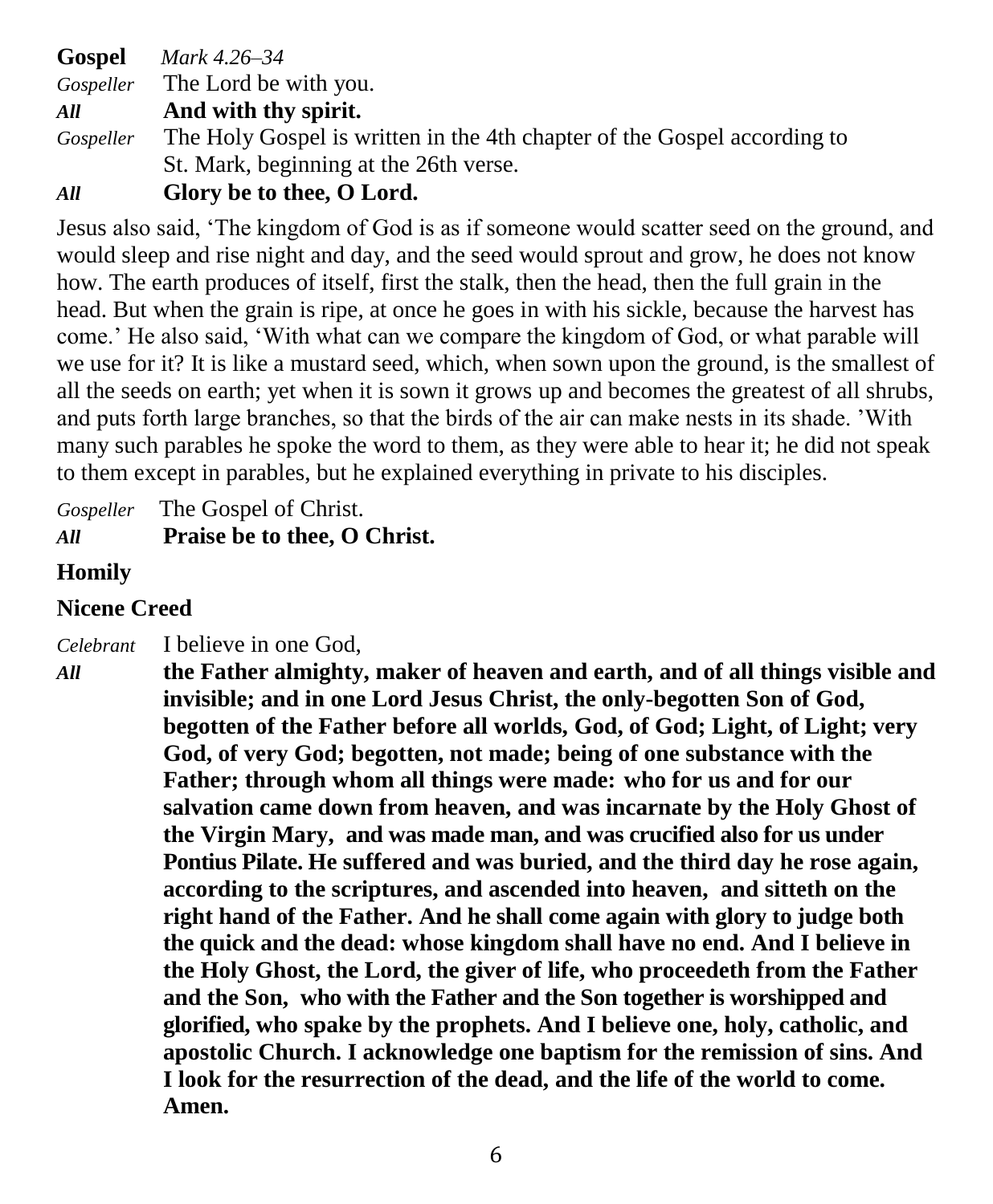**Gospel** *Mark 4.26–34*

*Gospeller* The Lord be with you.

***All*** **And with thy spirit.**

*Gospeller* The Holy Gospel is written in the 4th chapter of the Gospel according to St. Mark, beginning at the 26th verse.

***All*** **Glory be to thee, O Lord.**

Jesus also said, 'The kingdom of God is as if someone would scatter seed on the ground, and would sleep and rise night and day, and the seed would sprout and grow, he does not know how. The earth produces of itself, first the stalk, then the head, then the full grain in the head. But when the grain is ripe, at once he goes in with his sickle, because the harvest has come.' He also said, 'With what can we compare the kingdom of God, or what parable will we use for it? It is like a mustard seed, which, when sown upon the ground, is the smallest of all the seeds on earth; yet when it is sown it grows up and becomes the greatest of all shrubs, and puts forth large branches, so that the birds of the air can make nests in its shade. 'With many such parables he spoke the word to them, as they were able to hear it; he did not speak to them except in parables, but he explained everything in private to his disciples.

*Gospeller* The Gospel of Christ.

***All*** **Praise be to thee, O Christ.**

**Homily**

**Nicene Creed**

*Celebrant* I believe in one God,

***All*** **the Father almighty, maker of heaven and earth, and of all things visible and invisible; and in one Lord Jesus Christ, the only-begotten Son of God, begotten of the Father before all worlds, God, of God; Light, of Light; very God, of very God; begotten, not made; being of one substance with the Father; through whom all things were made: who for us and for our salvation came down from heaven, and was incarnate by the Holy Ghost of the Virgin Mary, and was made man, and was crucified also for us under Pontius Pilate. He suffered and was buried, and the third day he rose again, according to the scriptures, and ascended into heaven, and sitteth on the right hand of the Father. And he shall come again with glory to judge both the quick and the dead: whose kingdom shall have no end. And I believe in the Holy Ghost, the Lord, the giver of life, who proceedeth from the Father and the Son, who with the Father and the Son together is worshipped and glorified, who spake by the prophets. And I believe one, holy, catholic, and apostolic Church. I acknowledge one baptism for the remission of sins. And I look for the resurrection of the dead, and the life of the world to come. Amen.**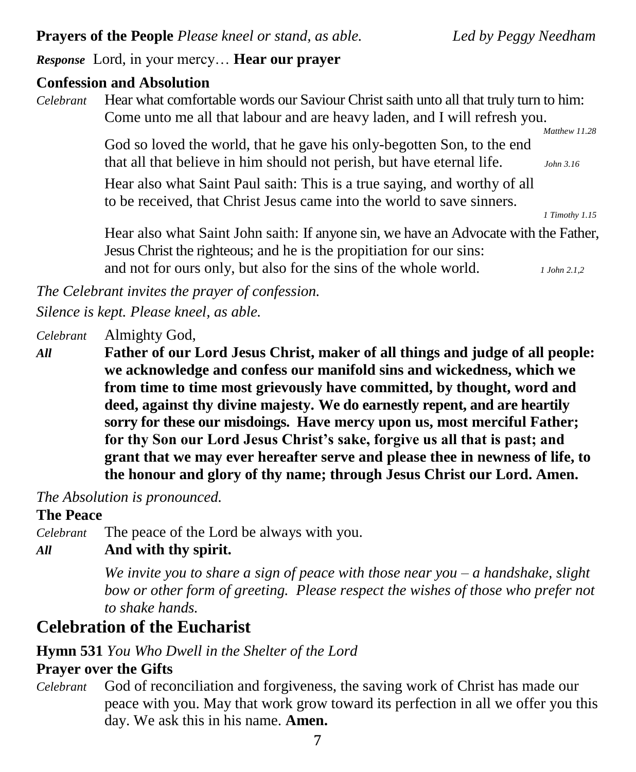**Prayers of the People** *Please kneel or stand, as able.* *Led by Peggy Needham*

***Response*** Lord, in your mercy… **Hear our prayer**

**Confession and Absolution**

*Celebrant* Hear what comfortable words our Saviour Christ saith unto all that truly turn to him: Come unto me all that labour and are heavy laden, and I will refresh you. *Matthew 11.28*

God so loved the world, that he gave his only-begotten Son, to the end that all that believe in him should not perish, but have eternal life. *John 3.16*

Hear also what Saint Paul saith: This is a true saying, and worthy of all to be received, that Christ Jesus came into the world to save sinners. *1 Timothy 1.15*

Hear also what Saint John saith: If anyone sin, we have an Advocate with the Father, Jesus Christ the righteous; and he is the propitiation for our sins: and not for ours only, but also for the sins of the whole world. *1 John 2.1,2*

*The Celebrant invites the prayer of confession.*

*Silence is kept. Please kneel, as able.*

*Celebrant* Almighty God,

***All*** **Father of our Lord Jesus Christ, maker of all things and judge of all people: we acknowledge and confess our manifold sins and wickedness, which we from time to time most grievously have committed, by thought, word and deed, against thy divine majesty. We do earnestly repent, and are heartily sorry for these our misdoings. Have mercy upon us, most merciful Father; for thy Son our Lord Jesus Christ's sake, forgive us all that is past; and grant that we may ever hereafter serve and please thee in newness of life, to the honour and glory of thy name; through Jesus Christ our Lord. Amen.**

*The Absolution is pronounced.*

**The Peace**

*Celebrant* The peace of the Lord be always with you.

***All*** **And with thy spirit.**

*We invite you to share a sign of peace with those near you – a handshake, slight bow or other form of greeting. Please respect the wishes of those who prefer not to shake hands.*

## Celebration of the Eucharist

**Hymn 531** *You Who Dwell in the Shelter of the Lord*

**Prayer over the Gifts**

*Celebrant* God of reconciliation and forgiveness, the saving work of Christ has made our peace with you. May that work grow toward its perfection in all we offer you this day. We ask this in his name. **Amen.**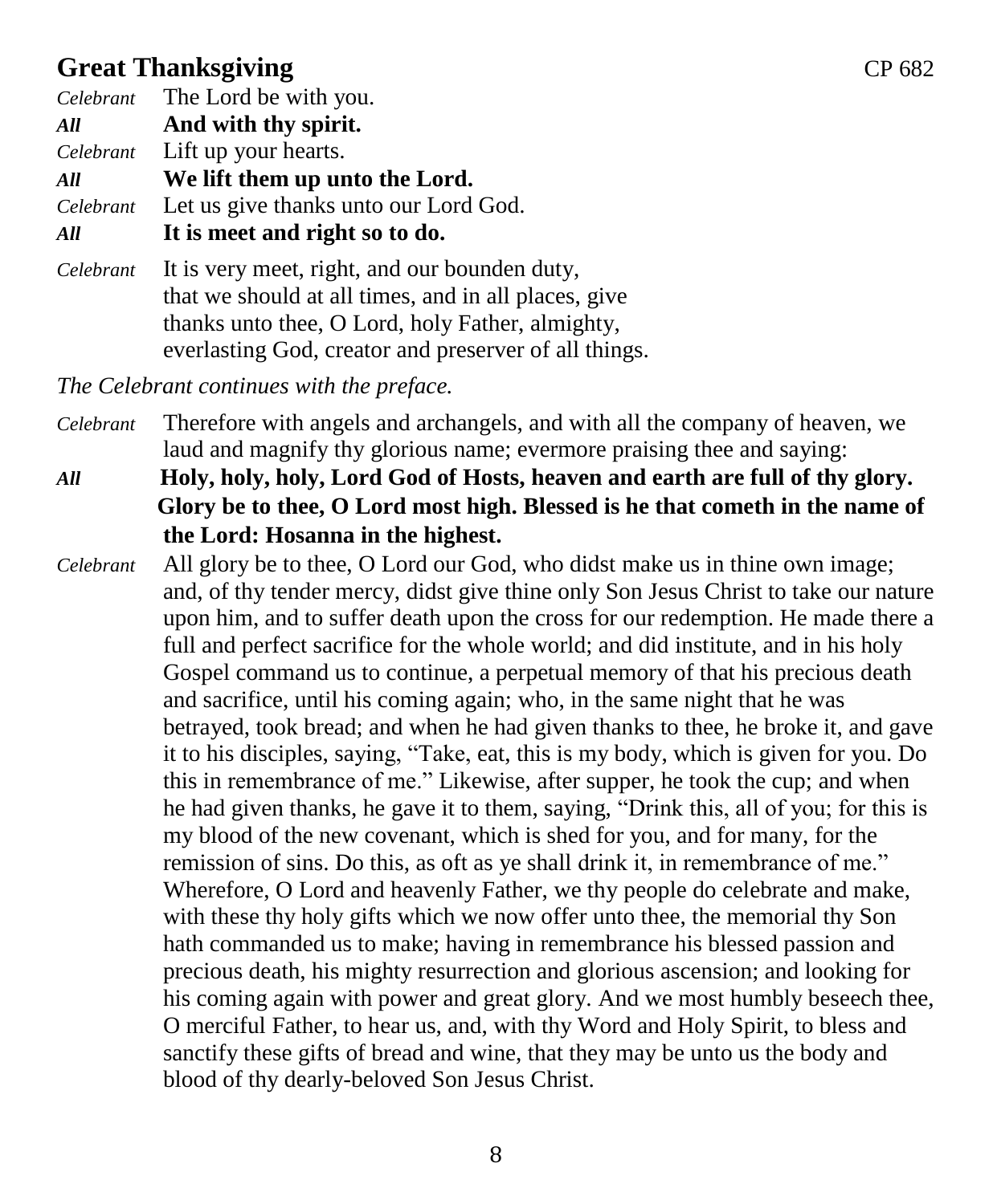## Great Thanksgiving

CP 682

*Celebrant* The Lord be with you.

***All*** **And with thy spirit.**

*Celebrant* Lift up your hearts.

***All*** **We lift them up unto the Lord.**

*Celebrant* Let us give thanks unto our Lord God.

***All*** **It is meet and right so to do.**

*Celebrant* It is very meet, right, and our bounden duty, that we should at all times, and in all places, give thanks unto thee, O Lord, holy Father, almighty, everlasting God, creator and preserver of all things.

*The Celebrant continues with the preface.*

*Celebrant* Therefore with angels and archangels, and with all the company of heaven, we laud and magnify thy glorious name; evermore praising thee and saying:

***All*** **Holy, holy, holy, Lord God of Hosts, heaven and earth are full of thy glory. Glory be to thee, O Lord most high. Blessed is he that cometh in the name of the Lord: Hosanna in the highest.**

*Celebrant* All glory be to thee, O Lord our God, who didst make us in thine own image; and, of thy tender mercy, didst give thine only Son Jesus Christ to take our nature upon him, and to suffer death upon the cross for our redemption. He made there a full and perfect sacrifice for the whole world; and did institute, and in his holy Gospel command us to continue, a perpetual memory of that his precious death and sacrifice, until his coming again; who, in the same night that he was betrayed, took bread; and when he had given thanks to thee, he broke it, and gave it to his disciples, saying, "Take, eat, this is my body, which is given for you. Do this in remembrance of me." Likewise, after supper, he took the cup; and when he had given thanks, he gave it to them, saying, "Drink this, all of you; for this is my blood of the new covenant, which is shed for you, and for many, for the remission of sins. Do this, as oft as ye shall drink it, in remembrance of me." Wherefore, O Lord and heavenly Father, we thy people do celebrate and make, with these thy holy gifts which we now offer unto thee, the memorial thy Son hath commanded us to make; having in remembrance his blessed passion and precious death, his mighty resurrection and glorious ascension; and looking for his coming again with power and great glory. And we most humbly beseech thee, O merciful Father, to hear us, and, with thy Word and Holy Spirit, to bless and sanctify these gifts of bread and wine, that they may be unto us the body and blood of thy dearly-beloved Son Jesus Christ.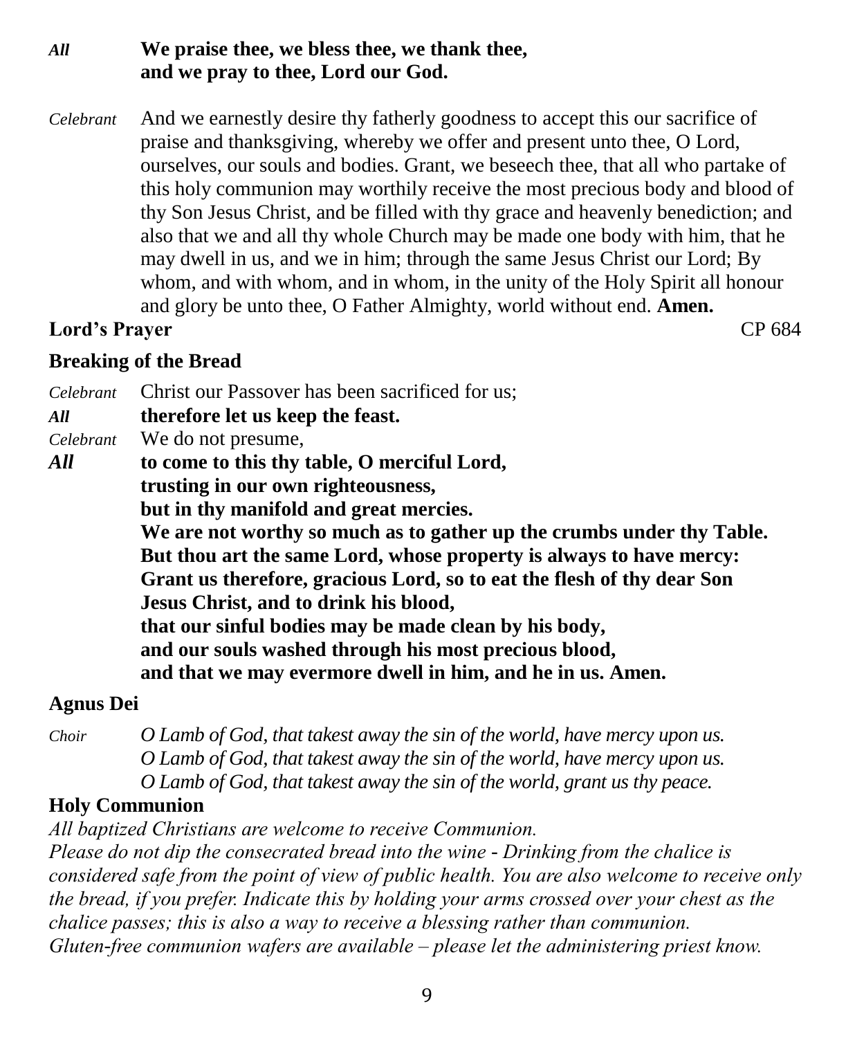*All* **We praise thee, we bless thee, we thank thee,**
**and we pray to thee, Lord our God.**

*Celebrant* And we earnestly desire thy fatherly goodness to accept this our sacrifice of praise and thanksgiving, whereby we offer and present unto thee, O Lord, ourselves, our souls and bodies. Grant, we beseech thee, that all who partake of this holy communion may worthily receive the most precious body and blood of thy Son Jesus Christ, and be filled with thy grace and heavenly benediction; and also that we and all thy whole Church may be made one body with him, that he may dwell in us, and we in him; through the same Jesus Christ our Lord; By whom, and with whom, and in whom, in the unity of the Holy Spirit all honour and glory be unto thee, O Father Almighty, world without end. **Amen.**

**Lord's Prayer** CP 684

**Breaking of the Bread**

*Celebrant* Christ our Passover has been sacrificed for us;
***All*** **therefore let us keep the feast.**
*Celebrant* We do not presume,
***All*** **to come to this thy table, O merciful Lord,**
**trusting in our own righteousness,**
**but in thy manifold and great mercies.**
**We are not worthy so much as to gather up the crumbs under thy Table.**
**But thou art the same Lord, whose property is always to have mercy:**
**Grant us therefore, gracious Lord, so to eat the flesh of thy dear Son Jesus Christ, and to drink his blood,**
**that our sinful bodies may be made clean by his body,**
**and our souls washed through his most precious blood,**
**and that we may evermore dwell in him, and he in us. Amen.**

**Agnus Dei**

*Choir* *O Lamb of God, that takest away the sin of the world, have mercy upon us.*
*O Lamb of God, that takest away the sin of the world, have mercy upon us.*
*O Lamb of God, that takest away the sin of the world, grant us thy peace.*

**Holy Communion**

*All baptized Christians are welcome to receive Communion.*
*Please do not dip the consecrated bread into the wine - Drinking from the chalice is considered safe from the point of view of public health. You are also welcome to receive only the bread, if you prefer. Indicate this by holding your arms crossed over your chest as the chalice passes; this is also a way to receive a blessing rather than communion.*
*Gluten-free communion wafers are available – please let the administering priest know.*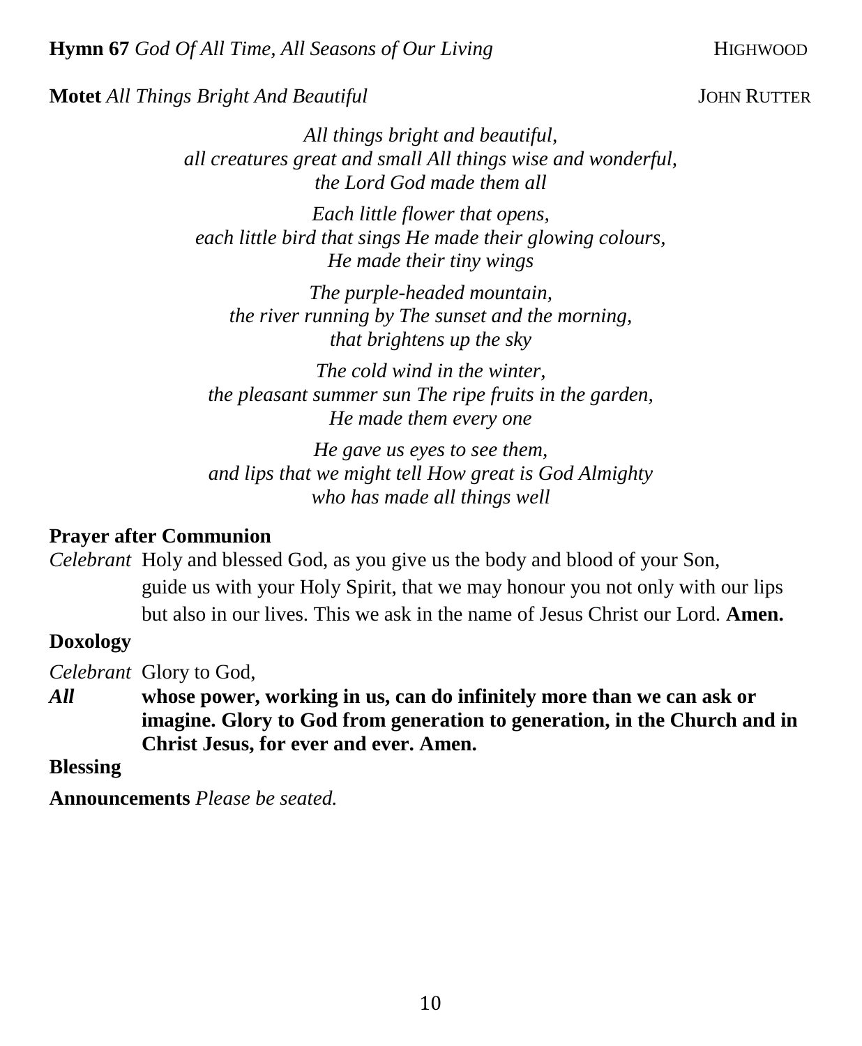**Hymn 67** *God Of All Time, All Seasons of Our Living* HIGHWOOD

**Motet** *All Things Bright And Beautiful* JOHN RUTTER

*All things bright and beautiful,*
*all creatures great and small All things wise and wonderful,*
*the Lord God made them all*

*Each little flower that opens,*
*each little bird that sings He made their glowing colours,*
*He made their tiny wings*

*The purple-headed mountain,*
*the river running by The sunset and the morning,*
*that brightens up the sky*

*The cold wind in the winter,*
*the pleasant summer sun The ripe fruits in the garden,*
*He made them every one*

*He gave us eyes to see them,*
*and lips that we might tell How great is God Almighty*
*who has made all things well*

**Prayer after Communion**

*Celebrant* Holy and blessed God, as you give us the body and blood of your Son, guide us with your Holy Spirit, that we may honour you not only with our lips but also in our lives. This we ask in the name of Jesus Christ our Lord. **Amen.**

**Doxology**

*Celebrant* Glory to God,

***All*** **whose power, working in us, can do infinitely more than we can ask or imagine. Glory to God from generation to generation, in the Church and in Christ Jesus, for ever and ever. Amen.**

**Blessing**

**Announcements** *Please be seated.*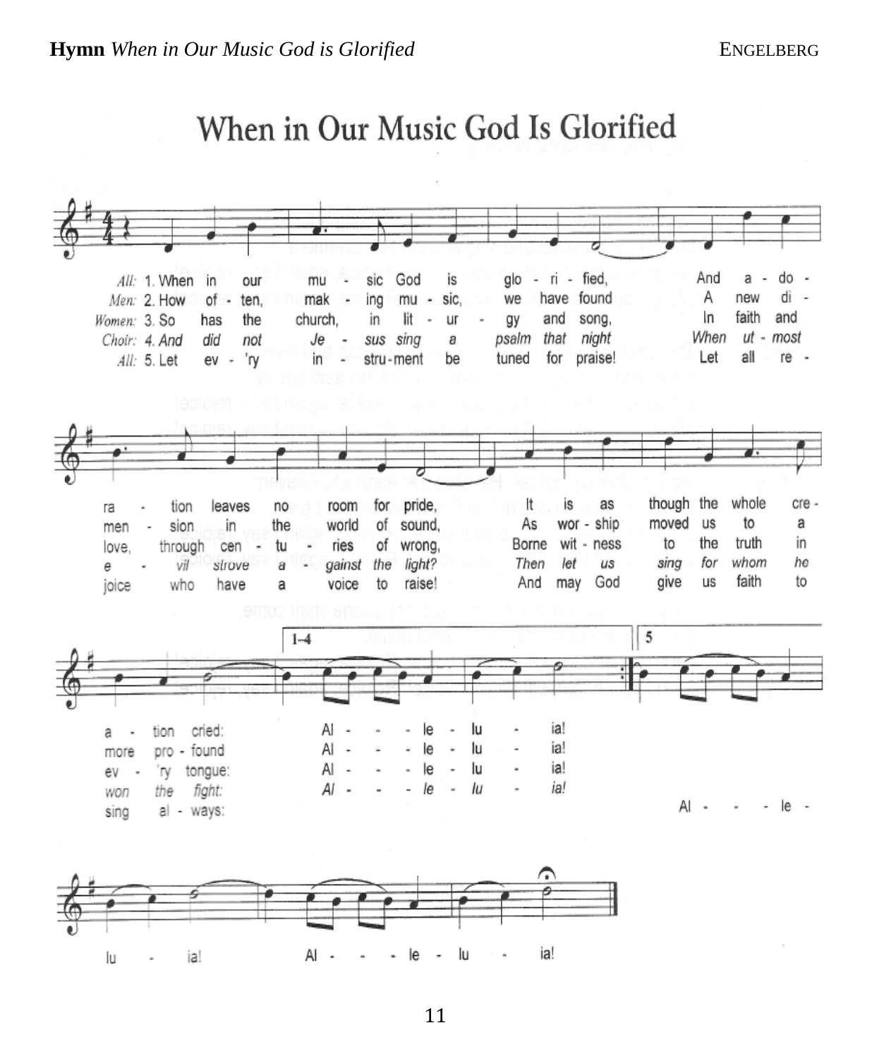**Hymn** *When in Our Music God is Glorified* ENGELBERG

# When in Our Music God Is Glorified

*All:* 1. When in our music God is glorified, And adoration leaves no room for pride, It is as though the whole creation cried: Alleluia!

*Men:* 2. How often, making music, we have found A new dimension in the world of sound, As worship moved us to a more profound Alleluia!

*Women:* 3. So has the church, in liturgy and song, In faith and love, through centuries of wrong, Borne witness to the truth in every tongue: Alleluia!

*Choir:* *4. And did not Jesus sing a psalm that night When utmost evil strove against the light? Then let us sing for whom he won the fight: Alleluia!*

*All:* 5. Let every instrument be tuned for praise! Let all rejoice who have a voice to raise! And may God give us faith to sing always: Alleluia! Alleluia!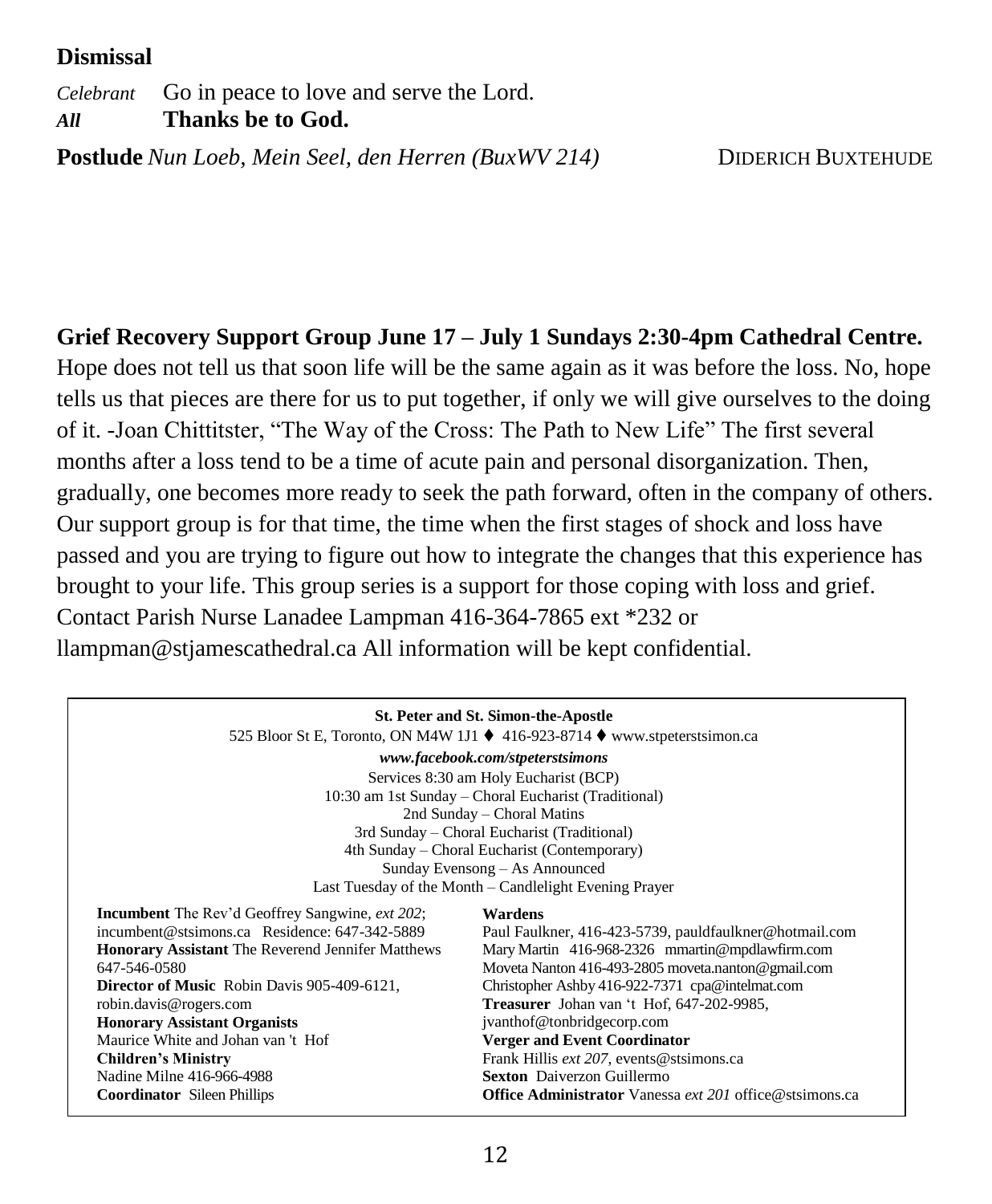**Dismissal**

*Celebrant* Go in peace to love and serve the Lord.
***All*** **Thanks be to God.**

**Postlude** *Nun Loeb, Mein Seel, den Herren (BuxWV 214)* DIDERICH BUXTEHUDE

**Grief Recovery Support Group June 17 – July 1 Sundays 2:30-4pm Cathedral Centre.** Hope does not tell us that soon life will be the same again as it was before the loss. No, hope tells us that pieces are there for us to put together, if only we will give ourselves to the doing of it. -Joan Chittitster, "The Way of the Cross: The Path to New Life" The first several months after a loss tend to be a time of acute pain and personal disorganization. Then, gradually, one becomes more ready to seek the path forward, often in the company of others. Our support group is for that time, the time when the first stages of shock and loss have passed and you are trying to figure out how to integrate the changes that this experience has brought to your life. This group series is a support for those coping with loss and grief. Contact Parish Nurse Lanadee Lampman 416-364-7865 ext *232 or llampman@stjamescathedral.ca All information will be kept confidential.

**St. Peter and St. Simon-the-Apostle**
525 Bloor St E, Toronto, ON M4W 1J1 ♦ 416-923-8714 ♦ www.stpeterstsimon.ca
***www.facebook.com/stpeterstsimons***
Services 8:30 am Holy Eucharist (BCP)
10:30 am 1st Sunday – Choral Eucharist (Traditional)
2nd Sunday – Choral Matins
3rd Sunday – Choral Eucharist (Traditional)
4th Sunday – Choral Eucharist (Contemporary)
Sunday Evensong – As Announced
Last Tuesday of the Month – Candlelight Evening Prayer

**Incumbent** The Rev'd Geoffrey Sangwine, *ext 202*; incumbent@stsimons.ca Residence: 647-342-5889
**Honorary Assistant** The Reverend Jennifer Matthews 647-546-0580
**Director of Music** Robin Davis 905-409-6121, robin.davis@rogers.com
**Honorary Assistant Organists**
Maurice White and Johan van 't Hof
**Children's Ministry**
Nadine Milne 416-966-4988
**Coordinator** Sileen Phillips

**Wardens**
Paul Faulkner, 416-423-5739, pauldfaulkner@hotmail.com
Mary Martin 416-968-2326 mmartin@mpdlawfirm.com
Moveta Nanton 416-493-2805 moveta.nanton@gmail.com
Christopher Ashby 416-922-7371 cpa@intelmat.com
**Treasurer** Johan van 't Hof, 647-202-9985, jvanthof@tonbridgecorp.com
**Verger and Event Coordinator**
Frank Hillis *ext 207*, events@stsimons.ca
**Sexton** Daiverzon Guillermo
**Office Administrator** Vanessa *ext 201* office@stsimons.ca